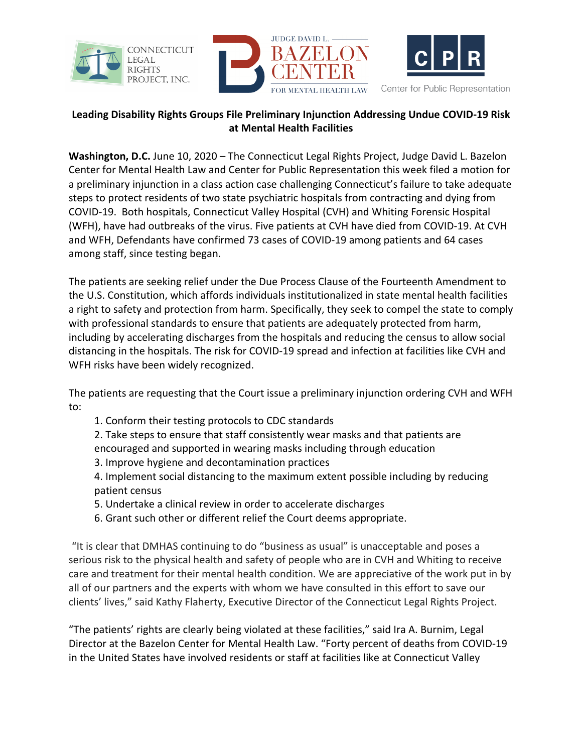CONNECTICUT LEGAL RIGHTS PROJECT, INC. | JUDGE DAVID L. BAZELON CENTER FOR MENTAL HEALTH LAW | CPR Center for Public Representation

**Leading Disability Rights Groups File Preliminary Injunction Addressing Undue COVID-19 Risk at Mental Health Facilities**

**Washington, D.C.** June 10, 2020 – The Connecticut Legal Rights Project, Judge David L. Bazelon Center for Mental Health Law and Center for Public Representation this week filed a motion for a preliminary injunction in a class action case challenging Connecticut's failure to take adequate steps to protect residents of two state psychiatric hospitals from contracting and dying from COVID-19. Both hospitals, Connecticut Valley Hospital (CVH) and Whiting Forensic Hospital (WFH), have had outbreaks of the virus. Five patients at CVH have died from COVID-19. At CVH and WFH, Defendants have confirmed 73 cases of COVID-19 among patients and 64 cases among staff, since testing began.

The patients are seeking relief under the Due Process Clause of the Fourteenth Amendment to the U.S. Constitution, which affords individuals institutionalized in state mental health facilities a right to safety and protection from harm. Specifically, they seek to compel the state to comply with professional standards to ensure that patients are adequately protected from harm, including by accelerating discharges from the hospitals and reducing the census to allow social distancing in the hospitals. The risk for COVID-19 spread and infection at facilities like CVH and WFH risks have been widely recognized.

The patients are requesting that the Court issue a preliminary injunction ordering CVH and WFH to:

1. Conform their testing protocols to CDC standards
2. Take steps to ensure that staff consistently wear masks and that patients are encouraged and supported in wearing masks including through education
3. Improve hygiene and decontamination practices
4. Implement social distancing to the maximum extent possible including by reducing patient census
5. Undertake a clinical review in order to accelerate discharges
6. Grant such other or different relief the Court deems appropriate.

"It is clear that DMHAS continuing to do "business as usual" is unacceptable and poses a serious risk to the physical health and safety of people who are in CVH and Whiting to receive care and treatment for their mental health condition. We are appreciative of the work put in by all of our partners and the experts with whom we have consulted in this effort to save our clients' lives," said Kathy Flaherty, Executive Director of the Connecticut Legal Rights Project.

"The patients' rights are clearly being violated at these facilities," said Ira A. Burnim, Legal Director at the Bazelon Center for Mental Health Law. "Forty percent of deaths from COVID-19 in the United States have involved residents or staff at facilities like at Connecticut Valley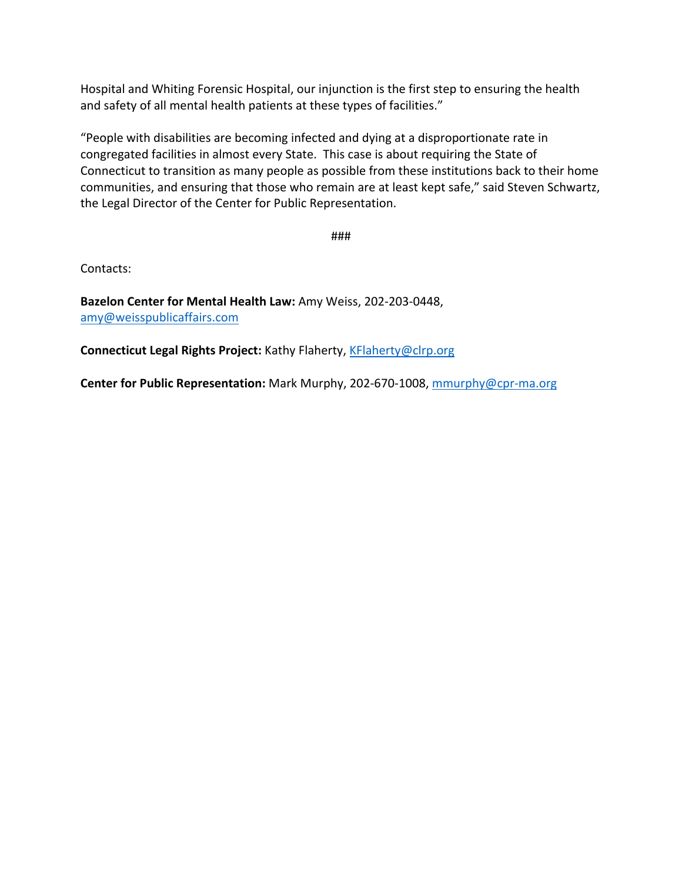Hospital and Whiting Forensic Hospital, our injunction is the first step to ensuring the health and safety of all mental health patients at these types of facilities."

"People with disabilities are becoming infected and dying at a disproportionate rate in congregated facilities in almost every State. This case is about requiring the State of Connecticut to transition as many people as possible from these institutions back to their home communities, and ensuring that those who remain are at least kept safe," said Steven Schwartz, the Legal Director of the Center for Public Representation.

###

Contacts:

**Bazelon Center for Mental Health Law:** Amy Weiss, 202-203-0448, amy@weisspublicaffairs.com

**Connecticut Legal Rights Project:** Kathy Flaherty, KFlaherty@clrp.org

**Center for Public Representation:** Mark Murphy, 202-670-1008, mmurphy@cpr-ma.org